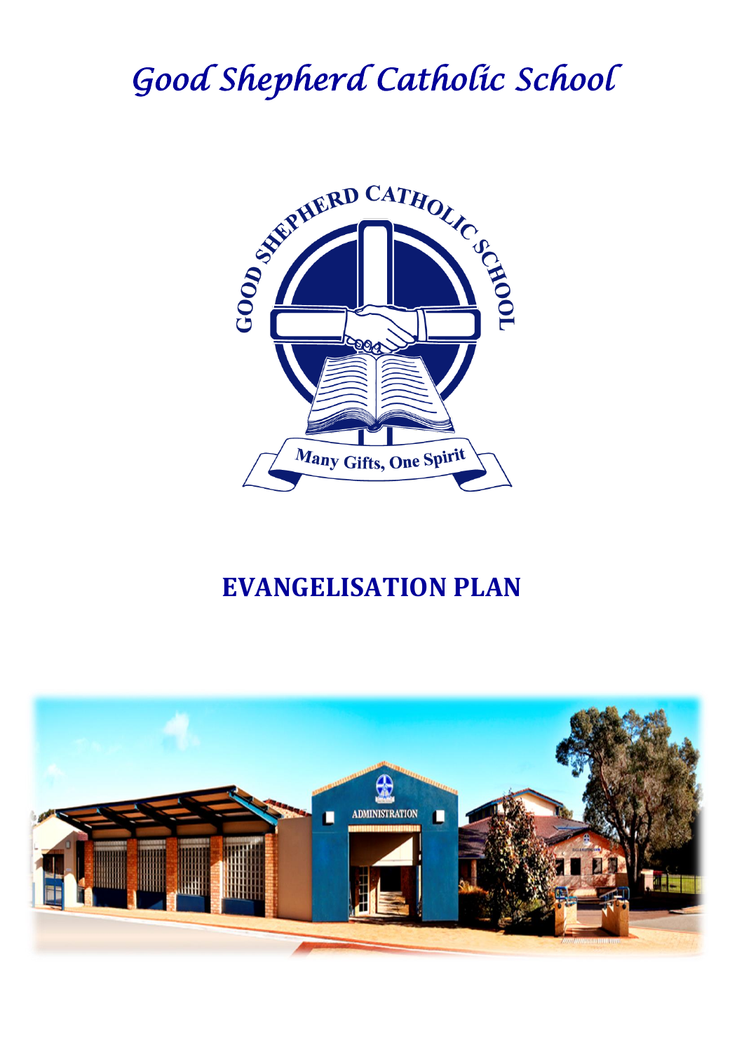# Good Shepherd Catholic School

## EVANGELISATION PLAN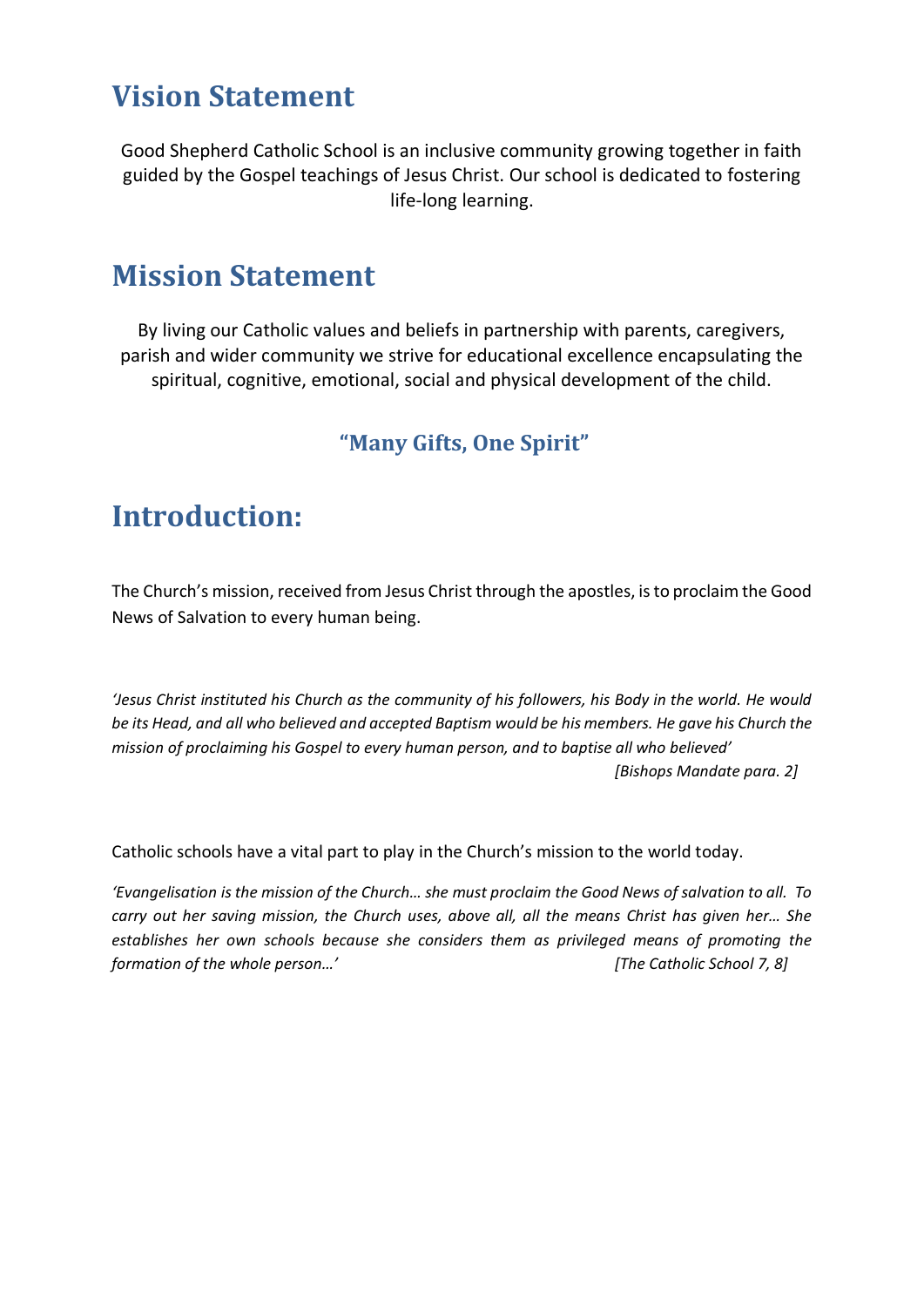# Vision Statement

Good Shepherd Catholic School is an inclusive community growing together in faith guided by the Gospel teachings of Jesus Christ. Our school is dedicated to fostering life-long learning.

# Mission Statement

By living our Catholic values and beliefs in partnership with parents, caregivers, parish and wider community we strive for educational excellence encapsulating the spiritual, cognitive, emotional, social and physical development of the child.

### "Many Gifts, One Spirit"

# Introduction:

The Church's mission, received from Jesus Christ through the apostles, is to proclaim the Good News of Salvation to every human being.

*'Jesus Christ instituted his Church as the community of his followers, his Body in the world. He would be its Head, and all who believed and accepted Baptism would be his members. He gave his Church the mission of proclaiming his Gospel to every human person, and to baptise all who believed'*
*[Bishops Mandate para. 2]*

Catholic schools have a vital part to play in the Church's mission to the world today.

*'Evangelisation is the mission of the Church… she must proclaim the Good News of salvation to all. To carry out her saving mission, the Church uses, above all, all the means Christ has given her… She establishes her own schools because she considers them as privileged means of promoting the formation of the whole person…'* *[The Catholic School 7, 8]*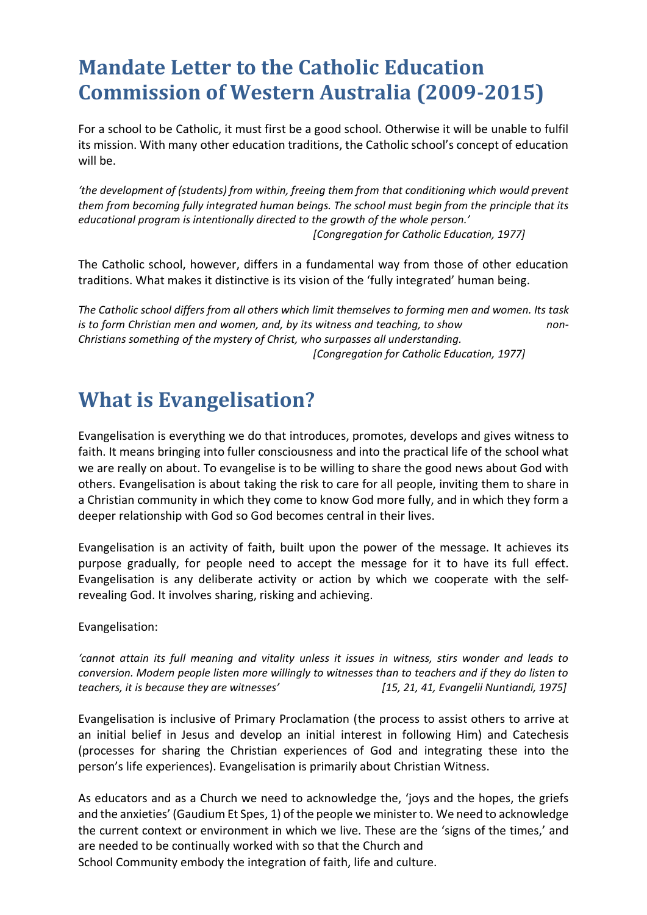# Mandate Letter to the Catholic Education Commission of Western Australia (2009-2015)

For a school to be Catholic, it must first be a good school. Otherwise it will be unable to fulfil its mission. With many other education traditions, the Catholic school's concept of education will be.

*'the development of (students) from within, freeing them from that conditioning which would prevent them from becoming fully integrated human beings. The school must begin from the principle that its educational program is intentionally directed to the growth of the whole person.'*
*[Congregation for Catholic Education, 1977]*

The Catholic school, however, differs in a fundamental way from those of other education traditions. What makes it distinctive is its vision of the 'fully integrated' human being.

*The Catholic school differs from all others which limit themselves to forming men and women. Its task is to form Christian men and women, and, by its witness and teaching, to show non-Christians something of the mystery of Christ, who surpasses all understanding.*
*[Congregation for Catholic Education, 1977]*

# What is Evangelisation?

Evangelisation is everything we do that introduces, promotes, develops and gives witness to faith. It means bringing into fuller consciousness and into the practical life of the school what we are really on about. To evangelise is to be willing to share the good news about God with others. Evangelisation is about taking the risk to care for all people, inviting them to share in a Christian community in which they come to know God more fully, and in which they form a deeper relationship with God so God becomes central in their lives.

Evangelisation is an activity of faith, built upon the power of the message. It achieves its purpose gradually, for people need to accept the message for it to have its full effect. Evangelisation is any deliberate activity or action by which we cooperate with the self-revealing God. It involves sharing, risking and achieving.

Evangelisation:

*'cannot attain its full meaning and vitality unless it issues in witness, stirs wonder and leads to conversion. Modern people listen more willingly to witnesses than to teachers and if they do listen to teachers, it is because they are witnesses'* *[15, 21, 41, Evangelii Nuntiandi, 1975]*

Evangelisation is inclusive of Primary Proclamation (the process to assist others to arrive at an initial belief in Jesus and develop an initial interest in following Him) and Catechesis (processes for sharing the Christian experiences of God and integrating these into the person's life experiences). Evangelisation is primarily about Christian Witness.

As educators and as a Church we need to acknowledge the, 'joys and the hopes, the griefs and the anxieties' (Gaudium Et Spes, 1) of the people we minister to. We need to acknowledge the current context or environment in which we live. These are the 'signs of the times,' and are needed to be continually worked with so that the Church and School Community embody the integration of faith, life and culture.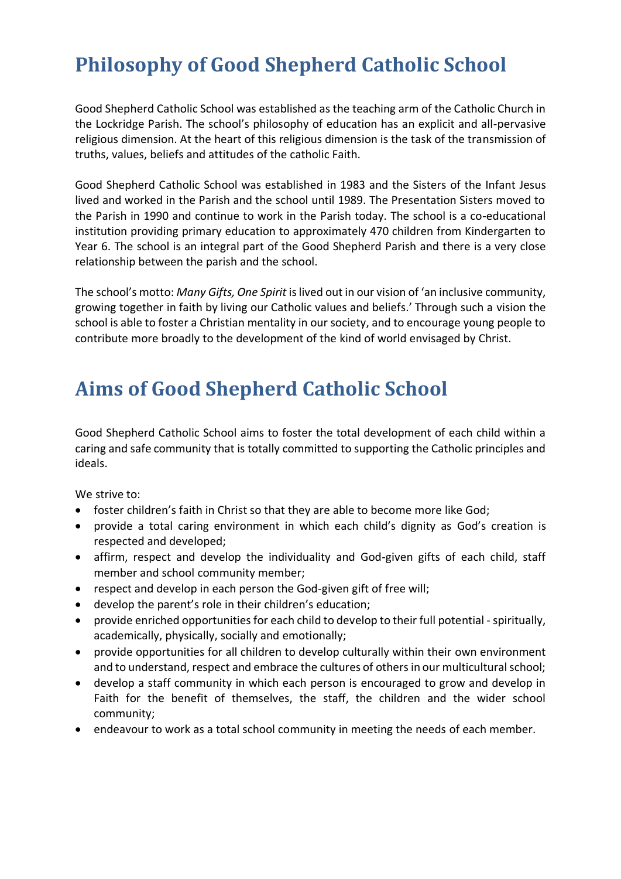# Philosophy of Good Shepherd Catholic School

Good Shepherd Catholic School was established as the teaching arm of the Catholic Church in the Lockridge Parish. The school's philosophy of education has an explicit and all-pervasive religious dimension. At the heart of this religious dimension is the task of the transmission of truths, values, beliefs and attitudes of the catholic Faith.

Good Shepherd Catholic School was established in 1983 and the Sisters of the Infant Jesus lived and worked in the Parish and the school until 1989. The Presentation Sisters moved to the Parish in 1990 and continue to work in the Parish today. The school is a co-educational institution providing primary education to approximately 470 children from Kindergarten to Year 6. The school is an integral part of the Good Shepherd Parish and there is a very close relationship between the parish and the school.

The school's motto: *Many Gifts, One Spirit* is lived out in our vision of 'an inclusive community, growing together in faith by living our Catholic values and beliefs.' Through such a vision the school is able to foster a Christian mentality in our society, and to encourage young people to contribute more broadly to the development of the kind of world envisaged by Christ.

# Aims of Good Shepherd Catholic School

Good Shepherd Catholic School aims to foster the total development of each child within a caring and safe community that is totally committed to supporting the Catholic principles and ideals.

We strive to:

- foster children's faith in Christ so that they are able to become more like God;
- provide a total caring environment in which each child's dignity as God's creation is respected and developed;
- affirm, respect and develop the individuality and God-given gifts of each child, staff member and school community member;
- respect and develop in each person the God-given gift of free will;
- develop the parent's role in their children's education;
- provide enriched opportunities for each child to develop to their full potential - spiritually, academically, physically, socially and emotionally;
- provide opportunities for all children to develop culturally within their own environment and to understand, respect and embrace the cultures of others in our multicultural school;
- develop a staff community in which each person is encouraged to grow and develop in Faith for the benefit of themselves, the staff, the children and the wider school community;
- endeavour to work as a total school community in meeting the needs of each member.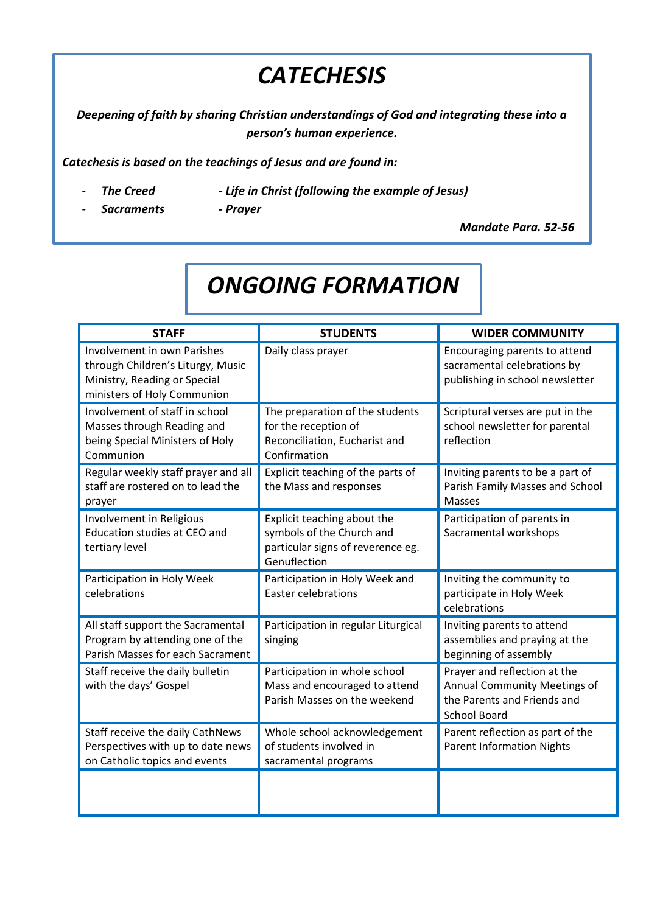# *CATECHESIS*

***Deepening of faith by sharing Christian understandings of God and integrating these into a person's human experience.***

***Catechesis is based on the teachings of Jesus and are found in:***

- ***The Creed*** 
- ***Sacraments*** 
- ***Life in Christ (following the example of Jesus)***
- ***Prayer***

***Mandate Para. 52-56***

# *ONGOING FORMATION*

| STAFF | STUDENTS | WIDER COMMUNITY |
|---|---|---|
| Involvement in own Parishes through Children's Liturgy, Music Ministry, Reading or Special ministers of Holy Communion | Daily class prayer | Encouraging parents to attend sacramental celebrations by publishing in school newsletter |
| Involvement of staff in school Masses through Reading and being Special Ministers of Holy Communion | The preparation of the students for the reception of Reconciliation, Eucharist and Confirmation | Scriptural verses are put in the school newsletter for parental reflection |
| Regular weekly staff prayer and all staff are rostered on to lead the prayer | Explicit teaching of the parts of the Mass and responses | Inviting parents to be a part of Parish Family Masses and School Masses |
| Involvement in Religious Education studies at CEO and tertiary level | Explicit teaching about the symbols of the Church and particular signs of reverence eg. Genuflection | Participation of parents in Sacramental workshops |
| Participation in Holy Week celebrations | Participation in Holy Week and Easter celebrations | Inviting the community to participate in Holy Week celebrations |
| All staff support the Sacramental Program by attending one of the Parish Masses for each Sacrament | Participation in regular Liturgical singing | Inviting parents to attend assemblies and praying at the beginning of assembly |
| Staff receive the daily bulletin with the days' Gospel | Participation in whole school Mass and encouraged to attend Parish Masses on the weekend | Prayer and reflection at the Annual Community Meetings of the Parents and Friends and School Board |
| Staff receive the daily CathNews Perspectives with up to date news on Catholic topics and events | Whole school acknowledgement of students involved in sacramental programs | Parent reflection as part of the Parent Information Nights |
| | | |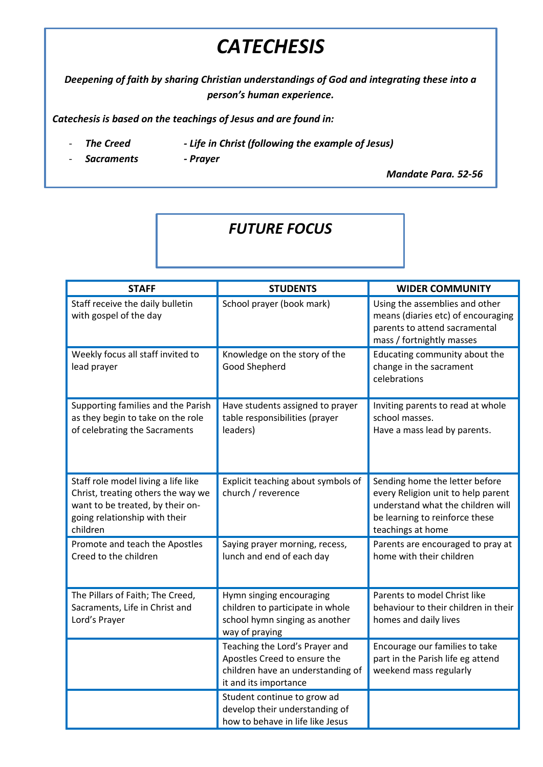# *CATECHESIS*

***Deepening of faith by sharing Christian understandings of God and integrating these into a person's human experience.***

***Catechesis is based on the teachings of Jesus and are found in:***

- ***The Creed***
- ***Sacraments***
- ***Life in Christ (following the example of Jesus)***
- ***Prayer***

***Mandate Para. 52-56***

## *FUTURE FOCUS*

| STAFF | STUDENTS | WIDER COMMUNITY |
|---|---|---|
| Staff receive the daily bulletin with gospel of the day | School prayer (book mark) | Using the assemblies and other means (diaries etc) of encouraging parents to attend sacramental mass / fortnightly masses |
| Weekly focus all staff invited to lead prayer | Knowledge on the story of the Good Shepherd | Educating community about the change in the sacrament celebrations |
| Supporting families and the Parish as they begin to take on the role of celebrating the Sacraments | Have students assigned to prayer table responsibilities (prayer leaders) | Inviting parents to read at whole school masses.<br>Have a mass lead by parents. |
| Staff role model living a life like Christ, treating others the way we want to be treated, by their on-going relationship with their children | Explicit teaching about symbols of church / reverence | Sending home the letter before every Religion unit to help parent understand what the children will be learning to reinforce these teachings at home |
| Promote and teach the Apostles Creed to the children | Saying prayer morning, recess, lunch and end of each day | Parents are encouraged to pray at home with their children |
| The Pillars of Faith; The Creed, Sacraments, Life in Christ and Lord's Prayer | Hymn singing encouraging children to participate in whole school hymn singing as another way of praying | Parents to model Christ like behaviour to their children in their homes and daily lives |
| | Teaching the Lord's Prayer and Apostles Creed to ensure the children have an understanding of it and its importance | Encourage our families to take part in the Parish life eg attend weekend mass regularly |
| | Student continue to grow ad develop their understanding of how to behave in life like Jesus | |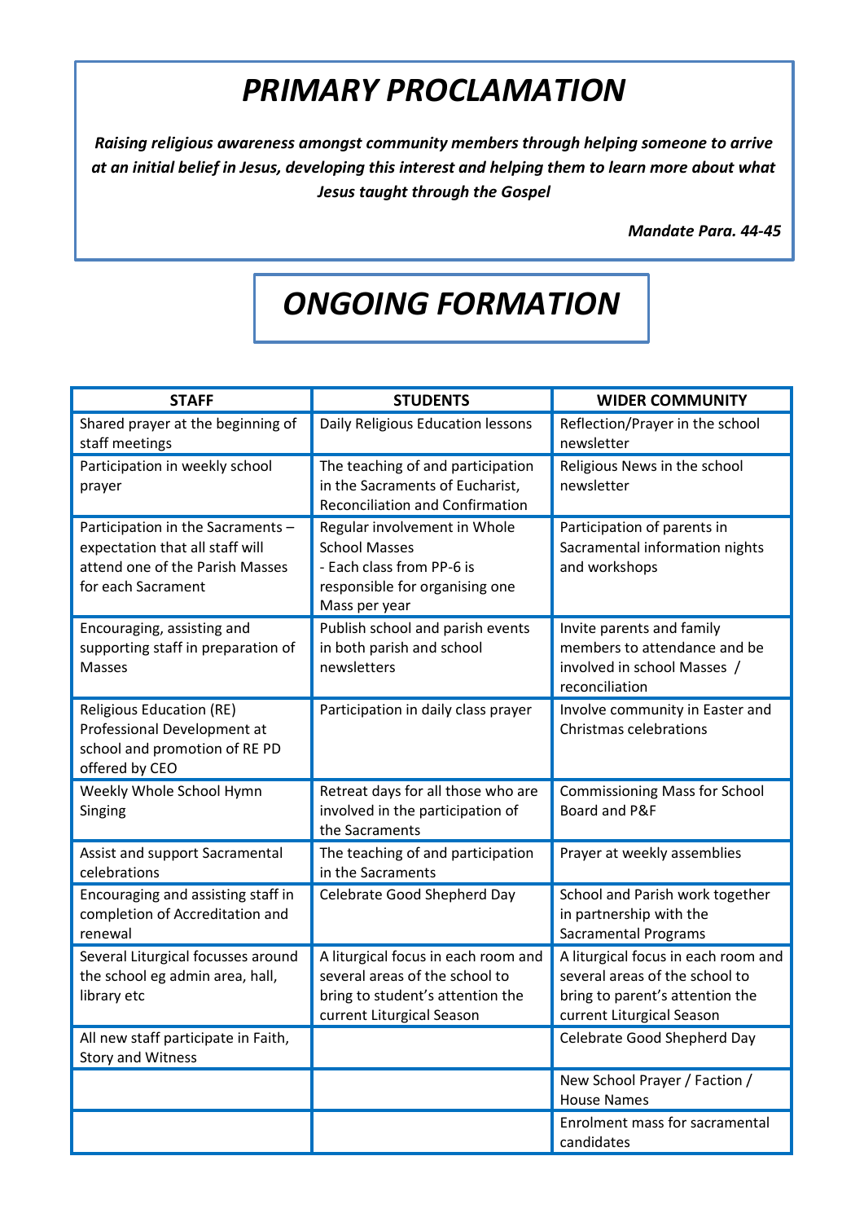# *PRIMARY PROCLAMATION*

***Raising religious awareness amongst community members through helping someone to arrive at an initial belief in Jesus, developing this interest and helping them to learn more about what Jesus taught through the Gospel***

***Mandate Para. 44-45***

# *ONGOING FORMATION*

| STAFF | STUDENTS | WIDER COMMUNITY |
|---|---|---|
| Shared prayer at the beginning of staff meetings | Daily Religious Education lessons | Reflection/Prayer in the school newsletter |
| Participation in weekly school prayer | The teaching of and participation in the Sacraments of Eucharist, Reconciliation and Confirmation | Religious News in the school newsletter |
| Participation in the Sacraments – expectation that all staff will attend one of the Parish Masses for each Sacrament | Regular involvement in Whole School Masses - Each class from PP-6 is responsible for organising one Mass per year | Participation of parents in Sacramental information nights and workshops |
| Encouraging, assisting and supporting staff in preparation of Masses | Publish school and parish events in both parish and school newsletters | Invite parents and family members to attendance and be involved in school Masses / reconciliation |
| Religious Education (RE) Professional Development at school and promotion of RE PD offered by CEO | Participation in daily class prayer | Involve community in Easter and Christmas celebrations |
| Weekly Whole School Hymn Singing | Retreat days for all those who are involved in the participation of the Sacraments | Commissioning Mass for School Board and P&F |
| Assist and support Sacramental celebrations | The teaching of and participation in the Sacraments | Prayer at weekly assemblies |
| Encouraging and assisting staff in completion of Accreditation and renewal | Celebrate Good Shepherd Day | School and Parish work together in partnership with the Sacramental Programs |
| Several Liturgical focusses around the school eg admin area, hall, library etc | A liturgical focus in each room and several areas of the school to bring to student's attention the current Liturgical Season | A liturgical focus in each room and several areas of the school to bring to parent's attention the current Liturgical Season |
| All new staff participate in Faith, Story and Witness | | Celebrate Good Shepherd Day |
| | | New School Prayer / Faction / House Names |
| | | Enrolment mass for sacramental candidates |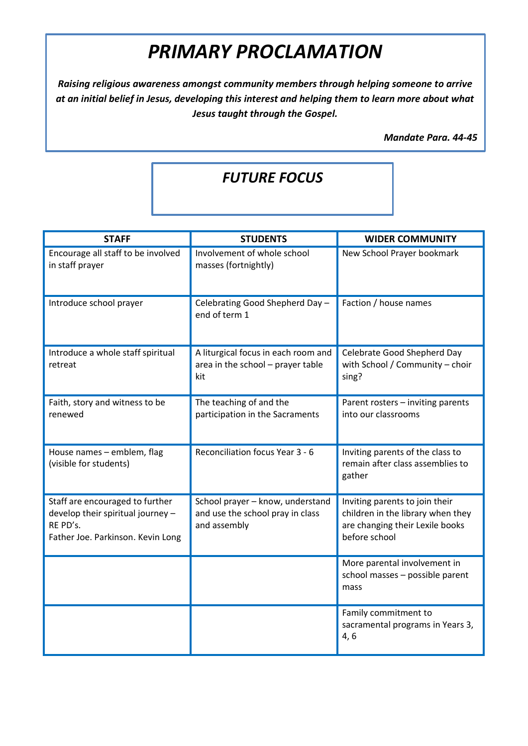# *PRIMARY PROCLAMATION*

***Raising religious awareness amongst community members through helping someone to arrive at an initial belief in Jesus, developing this interest and helping them to learn more about what Jesus taught through the Gospel.***

***Mandate Para. 44-45***

## *FUTURE FOCUS*

| STAFF | STUDENTS | WIDER COMMUNITY |
|---|---|---|
| Encourage all staff to be involved in staff prayer | Involvement of whole school masses (fortnightly) | New School Prayer bookmark |
| Introduce school prayer | Celebrating Good Shepherd Day – end of term 1 | Faction / house names |
| Introduce a whole staff spiritual retreat | A liturgical focus in each room and area in the school – prayer table kit | Celebrate Good Shepherd Day with School / Community – choir sing? |
| Faith, story and witness to be renewed | The teaching of and the participation in the Sacraments | Parent rosters – inviting parents into our classrooms |
| House names – emblem, flag (visible for students) | Reconciliation focus Year 3 - 6 | Inviting parents of the class to remain after class assemblies to gather |
| Staff are encouraged to further develop their spiritual journey – RE PD's. Father Joe. Parkinson. Kevin Long | School prayer – know, understand and use the school pray in class and assembly | Inviting parents to join their children in the library when they are changing their Lexile books before school |
| | | More parental involvement in school masses – possible parent mass |
| | | Family commitment to sacramental programs in Years 3, 4, 6 |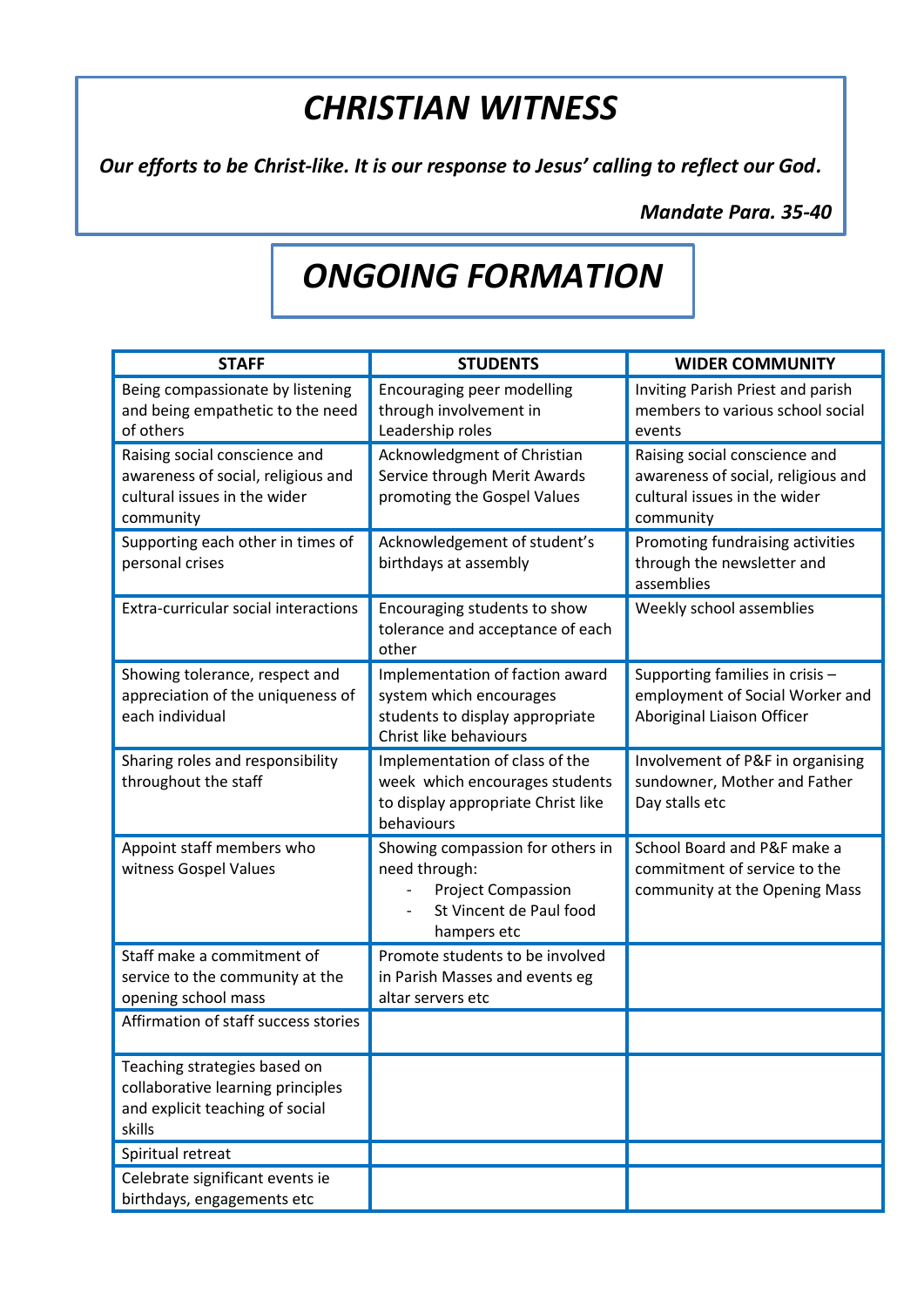# *CHRISTIAN WITNESS*

***Our efforts to be Christ-like. It is our response to Jesus' calling to reflect our God.***

***Mandate Para. 35-40***

# *ONGOING FORMATION*

| STAFF | STUDENTS | WIDER COMMUNITY |
|---|---|---|
| Being compassionate by listening and being empathetic to the need of others | Encouraging peer modelling through involvement in Leadership roles | Inviting Parish Priest and parish members to various school social events |
| Raising social conscience and awareness of social, religious and cultural issues in the wider community | Acknowledgment of Christian Service through Merit Awards promoting the Gospel Values | Raising social conscience and awareness of social, religious and cultural issues in the wider community |
| Supporting each other in times of personal crises | Acknowledgement of student's birthdays at assembly | Promoting fundraising activities through the newsletter and assemblies |
| Extra-curricular social interactions | Encouraging students to show tolerance and acceptance of each other | Weekly school assemblies |
| Showing tolerance, respect and appreciation of the uniqueness of each individual | Implementation of faction award system which encourages students to display appropriate Christ like behaviours | Supporting families in crisis – employment of Social Worker and Aboriginal Liaison Officer |
| Sharing roles and responsibility throughout the staff | Implementation of class of the week which encourages students to display appropriate Christ like behaviours | Involvement of P&F in organising sundowner, Mother and Father Day stalls etc |
| Appoint staff members who witness Gospel Values | Showing compassion for others in need through:<br>- Project Compassion<br>- St Vincent de Paul food hampers etc | School Board and P&F make a commitment of service to the community at the Opening Mass |
| Staff make a commitment of service to the community at the opening school mass | Promote students to be involved in Parish Masses and events eg altar servers etc | |
| Affirmation of staff success stories | | |
| Teaching strategies based on collaborative learning principles and explicit teaching of social skills | | |
| Spiritual retreat | | |
| Celebrate significant events ie birthdays, engagements etc | | |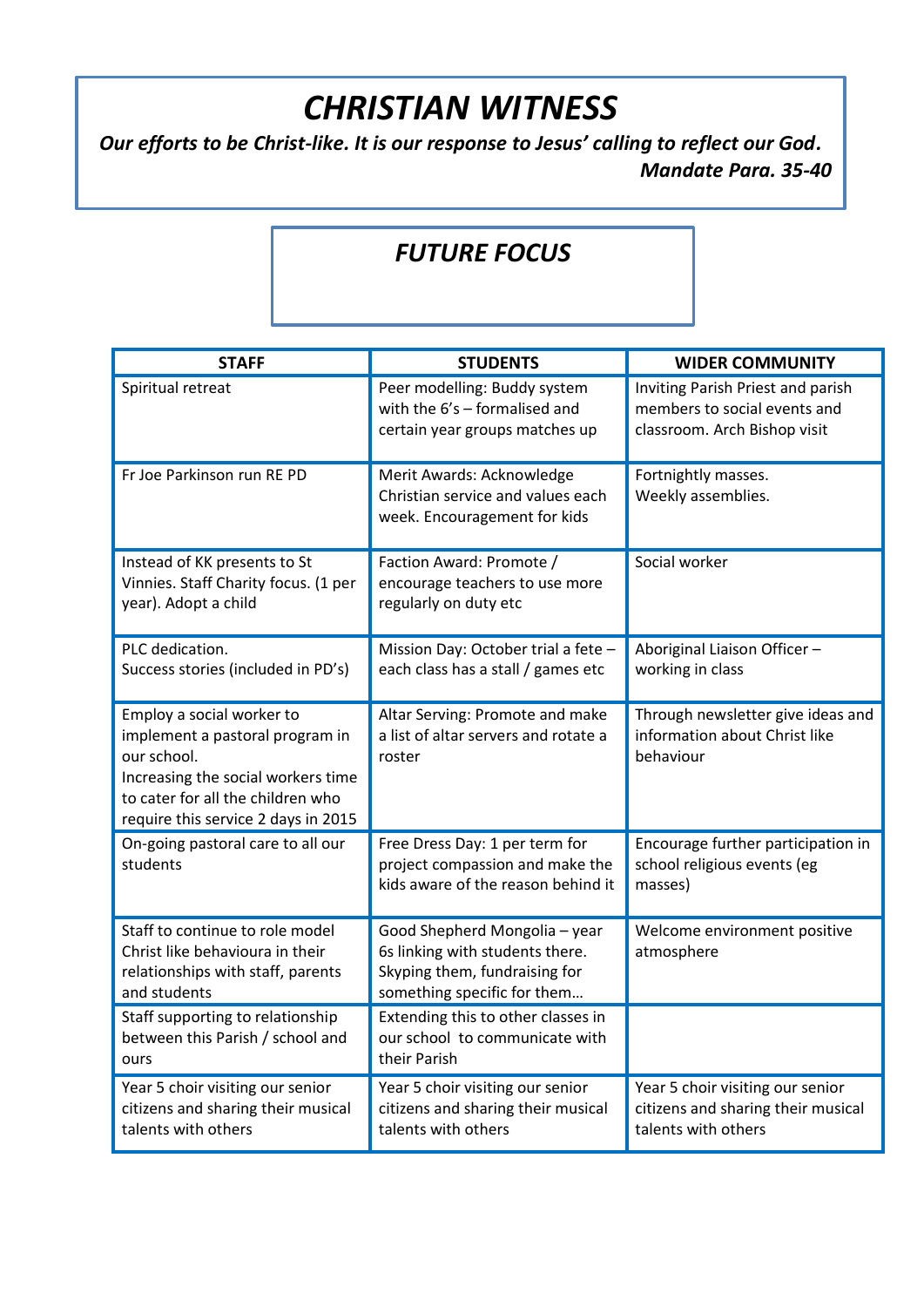# *CHRISTIAN WITNESS*

***Our efforts to be Christ-like. It is our response to Jesus' calling to reflect our God.***
***Mandate Para. 35-40***

## *FUTURE FOCUS*

| STAFF | STUDENTS | WIDER COMMUNITY |
|---|---|---|
| Spiritual retreat | Peer modelling: Buddy system with the 6's – formalised and certain year groups matches up | Inviting Parish Priest and parish members to social events and classroom. Arch Bishop visit |
| Fr Joe Parkinson run RE PD | Merit Awards: Acknowledge Christian service and values each week. Encouragement for kids | Fortnightly masses.<br>Weekly assemblies. |
| Instead of KK presents to St Vinnies. Staff Charity focus. (1 per year). Adopt a child | Faction Award: Promote / encourage teachers to use more regularly on duty etc | Social worker |
| PLC dedication.<br>Success stories (included in PD's) | Mission Day: October trial a fete – each class has a stall / games etc | Aboriginal Liaison Officer – working in class |
| Employ a social worker to implement a pastoral program in our school.<br>Increasing the social workers time to cater for all the children who require this service 2 days in 2015 | Altar Serving: Promote and make a list of altar servers and rotate a roster | Through newsletter give ideas and information about Christ like behaviour |
| On-going pastoral care to all our students | Free Dress Day: 1 per term for project compassion and make the kids aware of the reason behind it | Encourage further participation in school religious events (eg masses) |
| Staff to continue to role model Christ like behavioura in their relationships with staff, parents and students | Good Shepherd Mongolia – year 6s linking with students there. Skyping them, fundraising for something specific for them… | Welcome environment positive atmosphere |
| Staff supporting to relationship between this Parish / school and ours | Extending this to other classes in our school to communicate with their Parish | |
| Year 5 choir visiting our senior citizens and sharing their musical talents with others | Year 5 choir visiting our senior citizens and sharing their musical talents with others | Year 5 choir visiting our senior citizens and sharing their musical talents with others |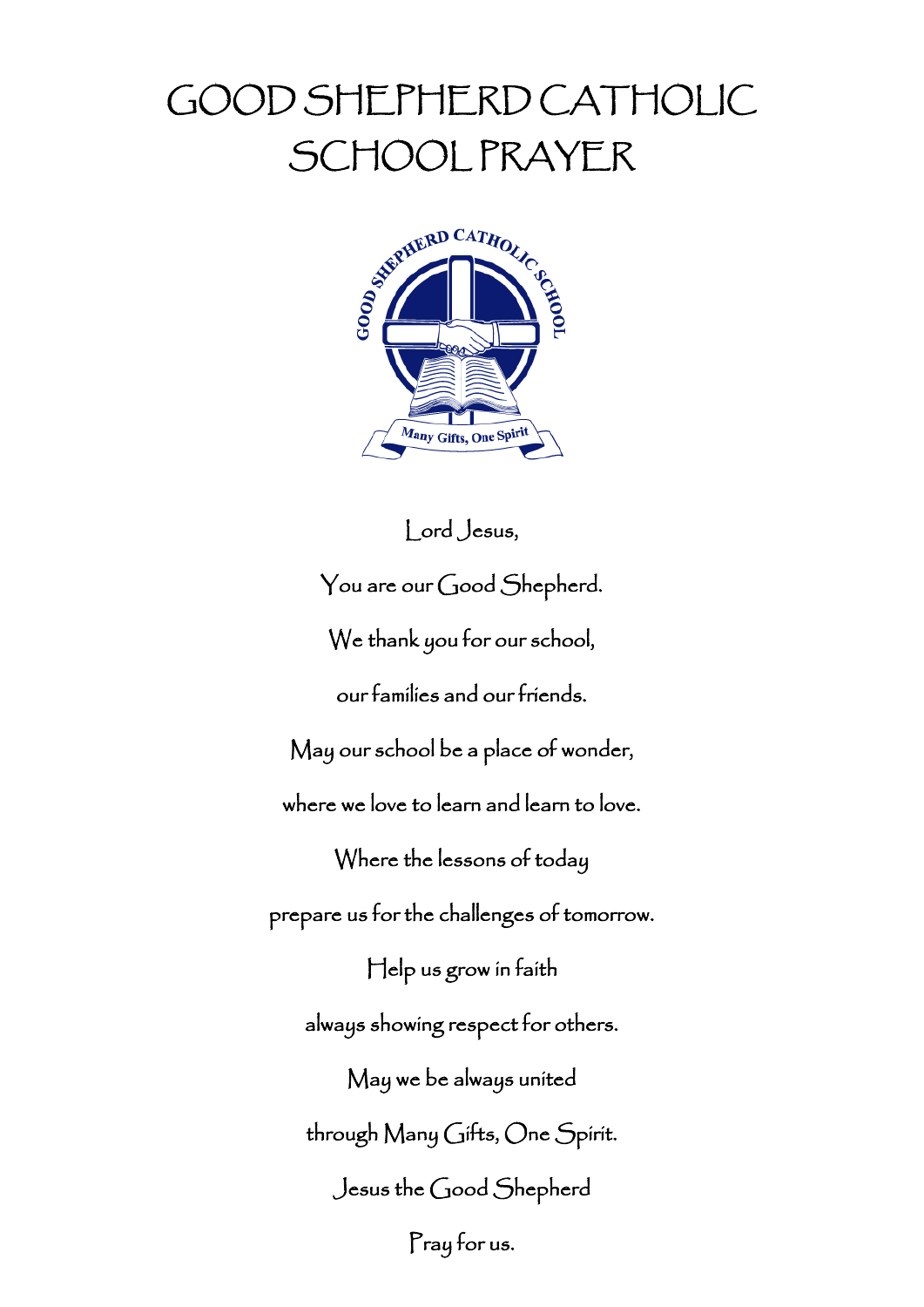# GOOD SHEPHERD CATHOLIC SCHOOL PRAYER

Lord Jesus,

You are our Good Shepherd.

We thank you for our school,

our families and our friends.

May our school be a place of wonder,

where we love to learn and learn to love.

Where the lessons of today

prepare us for the challenges of tomorrow.

Help us grow in faith

always showing respect for others.

May we be always united

through Many Gifts, One Spirit.

Jesus the Good Shepherd

Pray for us.